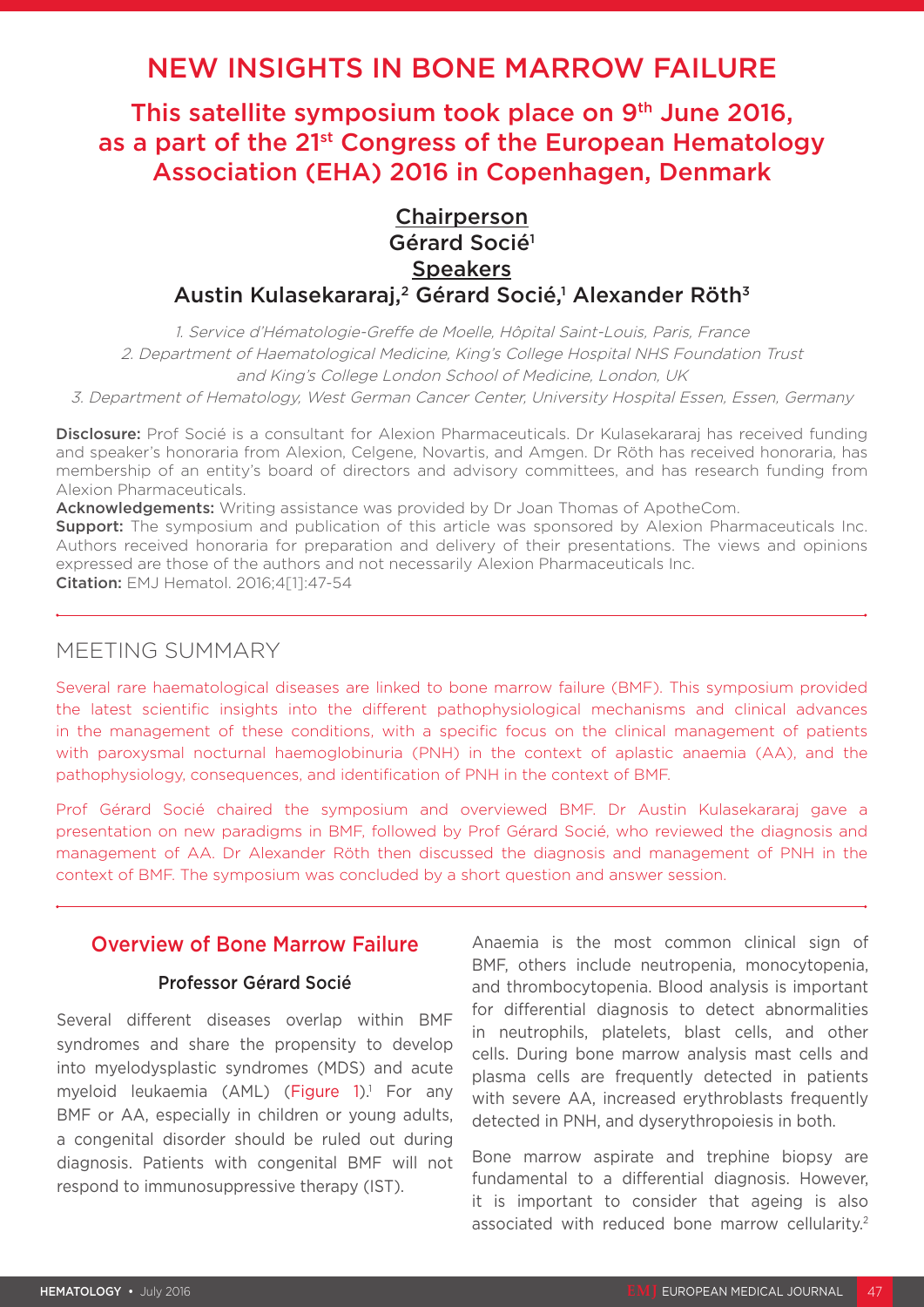# NEW INSIGHTS IN BONE MARROW FAILURE

## This satellite symposium took place on 9th June 2016, as a part of the 21st Congress of the European Hematology Association (EHA) 2016 in Copenhagen, Denmark

**Chairperson**
**Gérard Socié[1]**
**Speakers**
**Austin Kulasekararaj,[2] Gérard Socié,[1] Alexander Röth[3]**

*1. Service d'Hématologie-Greffe de Moelle, Hôpital Saint-Louis, Paris, France*
*2. Department of Haematological Medicine, King's College Hospital NHS Foundation Trust and King's College London School of Medicine, London, UK*
*3. Department of Hematology, West German Cancer Center, University Hospital Essen, Essen, Germany*

**Disclosure:** Prof Socié is a consultant for Alexion Pharmaceuticals. Dr Kulasekararaj has received funding and speaker's honoraria from Alexion, Celgene, Novartis, and Amgen. Dr Röth has received honoraria, has membership of an entity's board of directors and advisory committees, and has research funding from Alexion Pharmaceuticals.
**Acknowledgements:** Writing assistance was provided by Dr Joan Thomas of ApotheCom.
**Support:** The symposium and publication of this article was sponsored by Alexion Pharmaceuticals Inc. Authors received honoraria for preparation and delivery of their presentations. The views and opinions expressed are those of the authors and not necessarily Alexion Pharmaceuticals Inc.
**Citation:** EMJ Hematol. 2016;4[1]:47-54

## MEETING SUMMARY

Several rare haematological diseases are linked to bone marrow failure (BMF). This symposium provided the latest scientific insights into the different pathophysiological mechanisms and clinical advances in the management of these conditions, with a specific focus on the clinical management of patients with paroxysmal nocturnal haemoglobinuria (PNH) in the context of aplastic anaemia (AA), and the pathophysiology, consequences, and identification of PNH in the context of BMF.

Prof Gérard Socié chaired the symposium and overviewed BMF. Dr Austin Kulasekararaj gave a presentation on new paradigms in BMF, followed by Prof Gérard Socié, who reviewed the diagnosis and management of AA. Dr Alexander Röth then discussed the diagnosis and management of PNH in the context of BMF. The symposium was concluded by a short question and answer session.

## Overview of Bone Marrow Failure

### Professor Gérard Socié

Several different diseases overlap within BMF syndromes and share the propensity to develop into myelodysplastic syndromes (MDS) and acute myeloid leukaemia (AML) (Figure 1).[1] For any BMF or AA, especially in children or young adults, a congenital disorder should be ruled out during diagnosis. Patients with congenital BMF will not respond to immunosuppressive therapy (IST).

Anaemia is the most common clinical sign of BMF, others include neutropenia, monocytopenia, and thrombocytopenia. Blood analysis is important for differential diagnosis to detect abnormalities in neutrophils, platelets, blast cells, and other cells. During bone marrow analysis mast cells and plasma cells are frequently detected in patients with severe AA, increased erythroblasts frequently detected in PNH, and dyserythropoiesis in both.

Bone marrow aspirate and trephine biopsy are fundamental to a differential diagnosis. However, it is important to consider that ageing is also associated with reduced bone marrow cellularity.[2]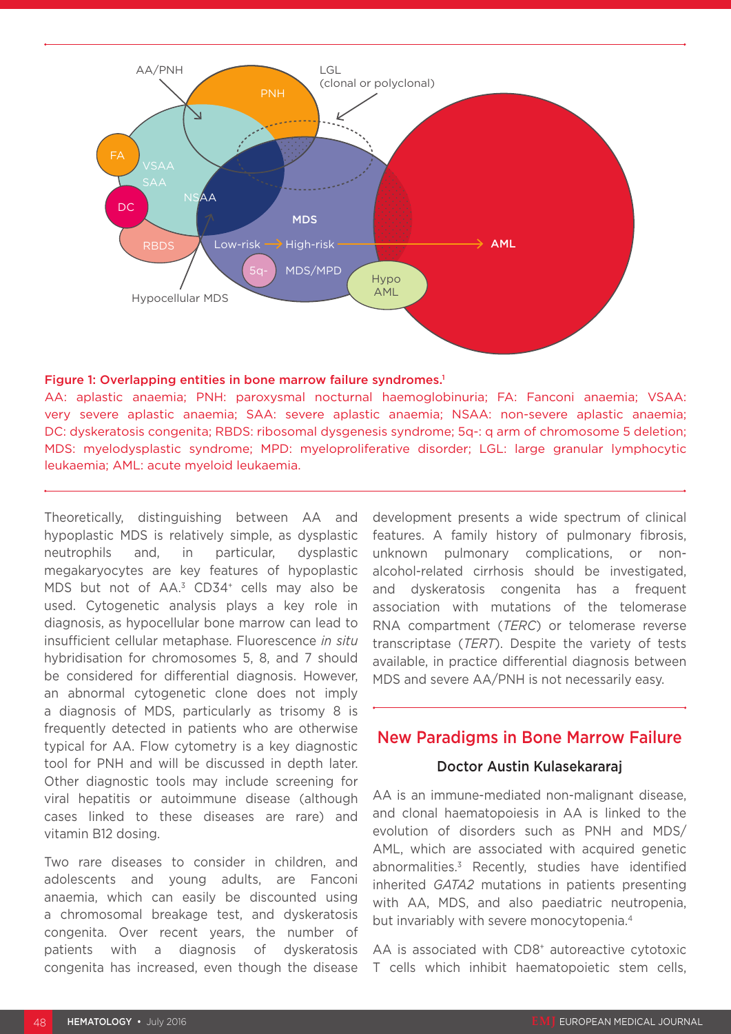**Figure 1: Overlapping entities in bone marrow failure syndromes.**[1]

AA: aplastic anaemia; PNH: paroxysmal nocturnal haemoglobinuria; FA: Fanconi anaemia; VSAA: very severe aplastic anaemia; SAA: severe aplastic anaemia; NSAA: non-severe aplastic anaemia; DC: dyskeratosis congenita; RBDS: ribosomal dysgenesis syndrome; 5q-: q arm of chromosome 5 deletion; MDS: myelodysplastic syndrome; MPD: myeloproliferative disorder; LGL: large granular lymphocytic leukaemia; AML: acute myeloid leukaemia.

Theoretically, distinguishing between AA and hypoplastic MDS is relatively simple, as dysplastic neutrophils and, in particular, dysplastic megakaryocytes are key features of hypoplastic MDS but not of AA.[3] CD34+ cells may also be used. Cytogenetic analysis plays a key role in diagnosis, as hypocellular bone marrow can lead to insufficient cellular metaphase. Fluorescence *in situ* hybridisation for chromosomes 5, 8, and 7 should be considered for differential diagnosis. However, an abnormal cytogenetic clone does not imply a diagnosis of MDS, particularly as trisomy 8 is frequently detected in patients who are otherwise typical for AA. Flow cytometry is a key diagnostic tool for PNH and will be discussed in depth later. Other diagnostic tools may include screening for viral hepatitis or autoimmune disease (although cases linked to these diseases are rare) and vitamin B12 dosing.

Two rare diseases to consider in children, and adolescents and young adults, are Fanconi anaemia, which can easily be discounted using a chromosomal breakage test, and dyskeratosis congenita. Over recent years, the number of patients with a diagnosis of dyskeratosis congenita has increased, even though the disease development presents a wide spectrum of clinical features. A family history of pulmonary fibrosis, unknown pulmonary complications, or non-alcohol-related cirrhosis should be investigated, and dyskeratosis congenita has a frequent association with mutations of the telomerase RNA compartment (*TERC*) or telomerase reverse transcriptase (*TERT*). Despite the variety of tests available, in practice differential diagnosis between MDS and severe AA/PNH is not necessarily easy.

## New Paradigms in Bone Marrow Failure

### Doctor Austin Kulasekararaj

AA is an immune-mediated non-malignant disease, and clonal haematopoiesis in AA is linked to the evolution of disorders such as PNH and MDS/AML, which are associated with acquired genetic abnormalities.[3] Recently, studies have identified inherited *GATA2* mutations in patients presenting with AA, MDS, and also paediatric neutropenia, but invariably with severe monocytopenia.[4]

AA is associated with CD8+ autoreactive cytotoxic T cells which inhibit haematopoietic stem cells,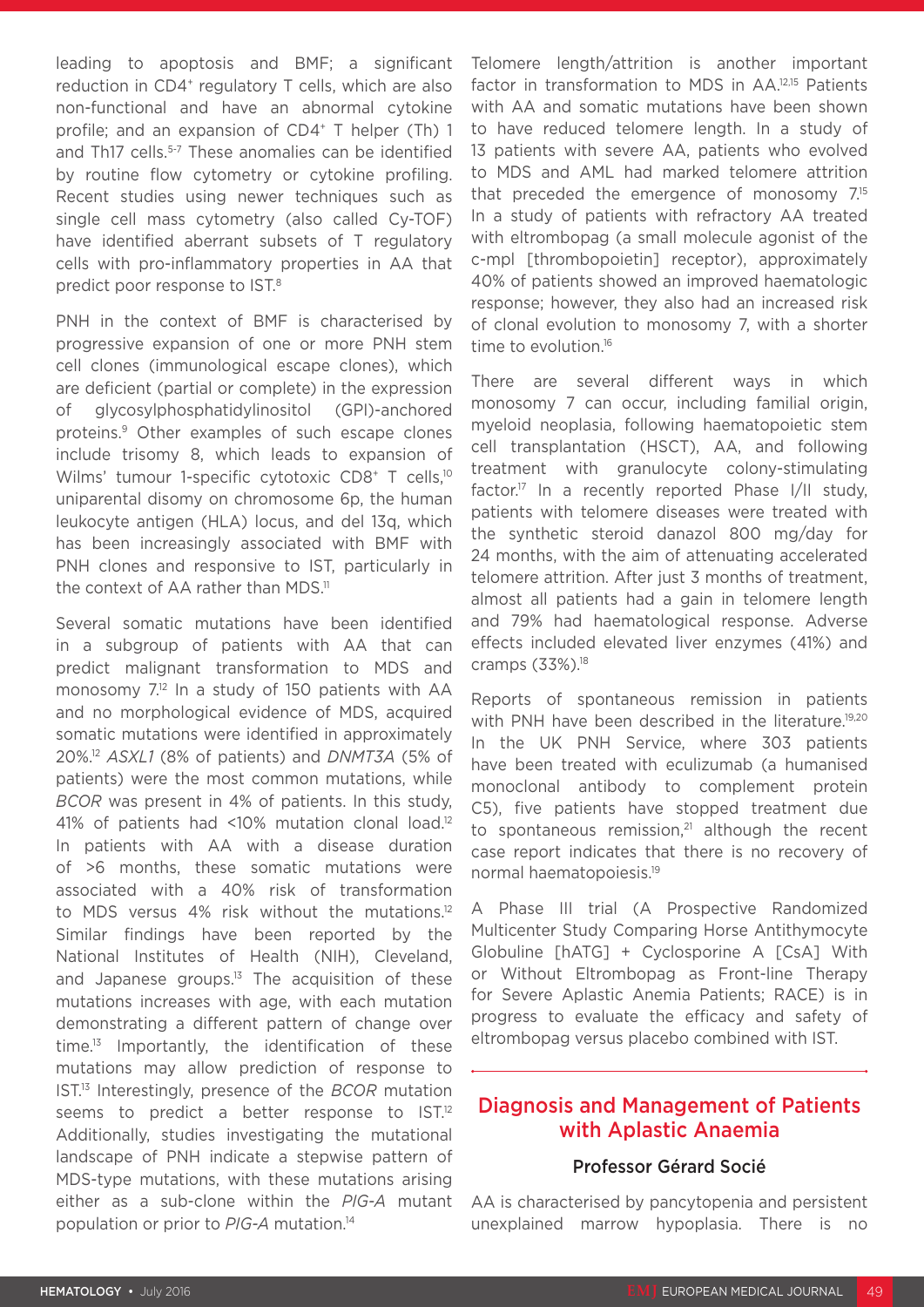leading to apoptosis and BMF; a significant reduction in CD4+ regulatory T cells, which are also non-functional and have an abnormal cytokine profile; and an expansion of CD4+ T helper (Th) 1 and Th17 cells.[5-7] These anomalies can be identified by routine flow cytometry or cytokine profiling. Recent studies using newer techniques such as single cell mass cytometry (also called Cy-TOF) have identified aberrant subsets of T regulatory cells with pro-inflammatory properties in AA that predict poor response to IST.[8]

PNH in the context of BMF is characterised by progressive expansion of one or more PNH stem cell clones (immunological escape clones), which are deficient (partial or complete) in the expression of glycosylphosphatidylinositol (GPI)-anchored proteins.[9] Other examples of such escape clones include trisomy 8, which leads to expansion of Wilms' tumour 1-specific cytotoxic CD8+ T cells,[10] uniparental disomy on chromosome 6p, the human leukocyte antigen (HLA) locus, and del 13q, which has been increasingly associated with BMF with PNH clones and responsive to IST, particularly in the context of AA rather than MDS.[11]

Several somatic mutations have been identified in a subgroup of patients with AA that can predict malignant transformation to MDS and monosomy 7.[12] In a study of 150 patients with AA and no morphological evidence of MDS, acquired somatic mutations were identified in approximately 20%.[12] *ASXL1* (8% of patients) and *DNMT3A* (5% of patients) were the most common mutations, while *BCOR* was present in 4% of patients. In this study, 41% of patients had <10% mutation clonal load.[12] In patients with AA with a disease duration of >6 months, these somatic mutations were associated with a 40% risk of transformation to MDS versus 4% risk without the mutations.[12] Similar findings have been reported by the National Institutes of Health (NIH), Cleveland, and Japanese groups.[13] The acquisition of these mutations increases with age, with each mutation demonstrating a different pattern of change over time.[13] Importantly, the identification of these mutations may allow prediction of response to IST.[13] Interestingly, presence of the *BCOR* mutation seems to predict a better response to IST.[12] Additionally, studies investigating the mutational landscape of PNH indicate a stepwise pattern of MDS-type mutations, with these mutations arising either as a sub-clone within the *PIG-A* mutant population or prior to *PIG-A* mutation.[14]

Telomere length/attrition is another important factor in transformation to MDS in AA.[12,15] Patients with AA and somatic mutations have been shown to have reduced telomere length. In a study of 13 patients with severe AA, patients who evolved to MDS and AML had marked telomere attrition that preceded the emergence of monosomy 7.[15] In a study of patients with refractory AA treated with eltrombopag (a small molecule agonist of the c-mpl [thrombopoietin] receptor), approximately 40% of patients showed an improved haematologic response; however, they also had an increased risk of clonal evolution to monosomy 7, with a shorter time to evolution.[16]

There are several different ways in which monosomy 7 can occur, including familial origin, myeloid neoplasia, following haematopoietic stem cell transplantation (HSCT), AA, and following treatment with granulocyte colony-stimulating factor.[17] In a recently reported Phase I/II study, patients with telomere diseases were treated with the synthetic steroid danazol 800 mg/day for 24 months, with the aim of attenuating accelerated telomere attrition. After just 3 months of treatment, almost all patients had a gain in telomere length and 79% had haematological response. Adverse effects included elevated liver enzymes (41%) and cramps (33%).[18]

Reports of spontaneous remission in patients with PNH have been described in the literature.[19,20] In the UK PNH Service, where 303 patients have been treated with eculizumab (a humanised monoclonal antibody to complement protein C5), five patients have stopped treatment due to spontaneous remission,[21] although the recent case report indicates that there is no recovery of normal haematopoiesis.[19]

A Phase III trial (A Prospective Randomized Multicenter Study Comparing Horse Antithymocyte Globuline [hATG] + Cyclosporine A [CsA] With or Without Eltrombopag as Front-line Therapy for Severe Aplastic Anemia Patients; RACE) is in progress to evaluate the efficacy and safety of eltrombopag versus placebo combined with IST.

## Diagnosis and Management of Patients with Aplastic Anaemia

### Professor Gérard Socié

AA is characterised by pancytopenia and persistent unexplained marrow hypoplasia. There is no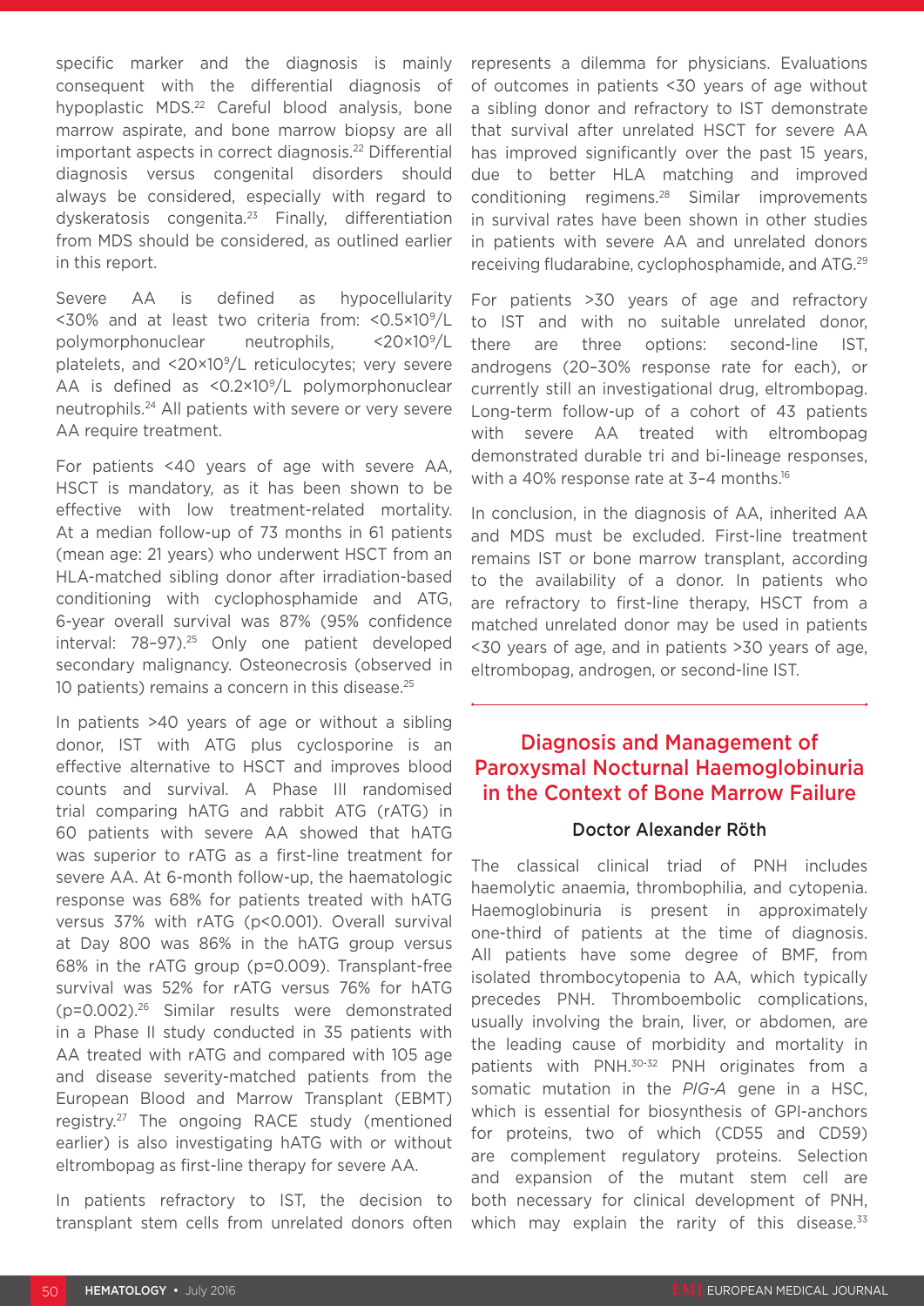specific marker and the diagnosis is mainly consequent with the differential diagnosis of hypoplastic MDS.[22] Careful blood analysis, bone marrow aspirate, and bone marrow biopsy are all important aspects in correct diagnosis.[22] Differential diagnosis versus congenital disorders should always be considered, especially with regard to dyskeratosis congenita.[23] Finally, differentiation from MDS should be considered, as outlined earlier in this report.

Severe AA is defined as hypocellularity <30% and at least two criteria from: $<0.5\times10^9$/L polymorphonuclear neutrophils, $<20\times10^9$/L platelets, and $<20\times10^9$/L reticulocytes; very severe AA is defined as $<0.2\times10^9$/L polymorphonuclear neutrophils.[24] All patients with severe or very severe AA require treatment.

For patients <40 years of age with severe AA, HSCT is mandatory, as it has been shown to be effective with low treatment-related mortality. At a median follow-up of 73 months in 61 patients (mean age: 21 years) who underwent HSCT from an HLA-matched sibling donor after irradiation-based conditioning with cyclophosphamide and ATG, 6-year overall survival was 87% (95% confidence interval: 78–97).[25] Only one patient developed secondary malignancy. Osteonecrosis (observed in 10 patients) remains a concern in this disease.[25]

In patients >40 years of age or without a sibling donor, IST with ATG plus cyclosporine is an effective alternative to HSCT and improves blood counts and survival. A Phase III randomised trial comparing hATG and rabbit ATG (rATG) in 60 patients with severe AA showed that hATG was superior to rATG as a first-line treatment for severe AA. At 6-month follow-up, the haematologic response was 68% for patients treated with hATG versus 37% with rATG ($p<0.001$). Overall survival at Day 800 was 86% in the hATG group versus 68% in the rATG group ($p=0.009$). Transplant-free survival was 52% for rATG versus 76% for hATG ($p=0.002$).[26] Similar results were demonstrated in a Phase II study conducted in 35 patients with AA treated with rATG and compared with 105 age and disease severity-matched patients from the European Blood and Marrow Transplant (EBMT) registry.[27] The ongoing RACE study (mentioned earlier) is also investigating hATG with or without eltrombopag as first-line therapy for severe AA.

In patients refractory to IST, the decision to transplant stem cells from unrelated donors often represents a dilemma for physicians. Evaluations of outcomes in patients <30 years of age without a sibling donor and refractory to IST demonstrate that survival after unrelated HSCT for severe AA has improved significantly over the past 15 years, due to better HLA matching and improved conditioning regimens.[28] Similar improvements in survival rates have been shown in other studies in patients with severe AA and unrelated donors receiving fludarabine, cyclophosphamide, and ATG.[29]

For patients >30 years of age and refractory to IST and with no suitable unrelated donor, there are three options: second-line IST, androgens (20–30% response rate for each), or currently still an investigational drug, eltrombopag. Long-term follow-up of a cohort of 43 patients with severe AA treated with eltrombopag demonstrated durable tri and bi-lineage responses, with a 40% response rate at 3–4 months.[16]

In conclusion, in the diagnosis of AA, inherited AA and MDS must be excluded. First-line treatment remains IST or bone marrow transplant, according to the availability of a donor. In patients who are refractory to first-line therapy, HSCT from a matched unrelated donor may be used in patients <30 years of age, and in patients >30 years of age, eltrombopag, androgen, or second-line IST.

## Diagnosis and Management of Paroxysmal Nocturnal Haemoglobinuria in the Context of Bone Marrow Failure

### Doctor Alexander Röth

The classical clinical triad of PNH includes haemolytic anaemia, thrombophilia, and cytopenia. Haemoglobinuria is present in approximately one-third of patients at the time of diagnosis. All patients have some degree of BMF, from isolated thrombocytopenia to AA, which typically precedes PNH. Thromboembolic complications, usually involving the brain, liver, or abdomen, are the leading cause of morbidity and mortality in patients with PNH.[30-32] PNH originates from a somatic mutation in the *PIG-A* gene in a HSC, which is essential for biosynthesis of GPI-anchors for proteins, two of which (CD55 and CD59) are complement regulatory proteins. Selection and expansion of the mutant stem cell are both necessary for clinical development of PNH, which may explain the rarity of this disease.[33]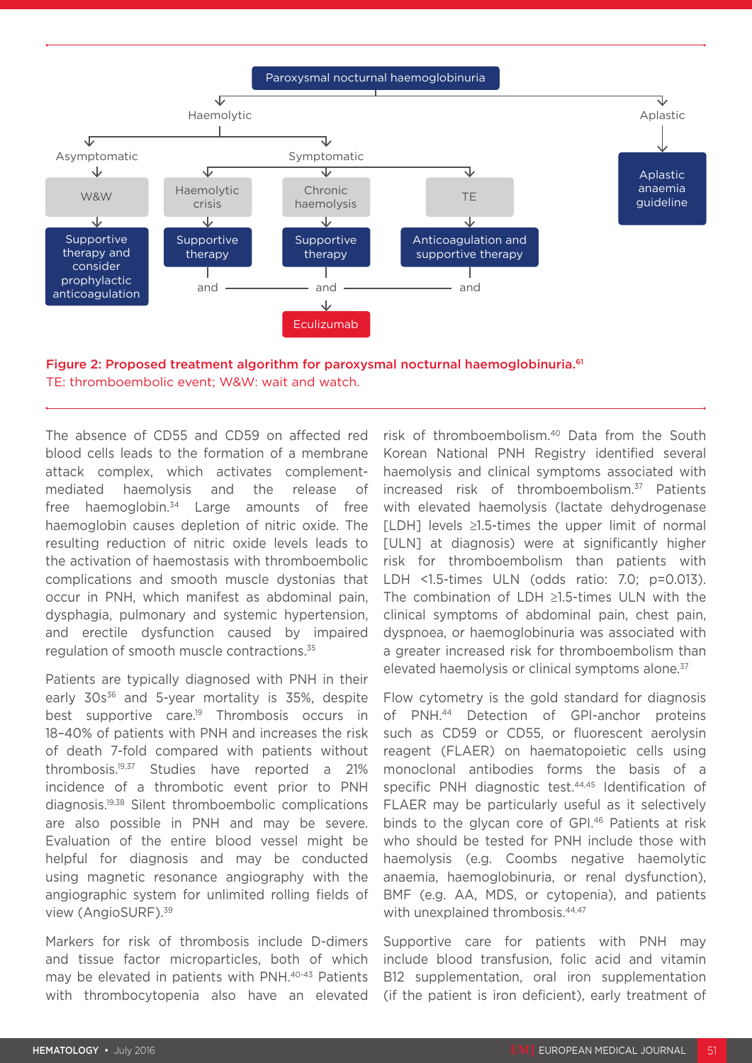- Paroxysmal nocturnal haemoglobinuria
  - Haemolytic
    - Asymptomatic
      - W&W → Supportive therapy and consider prophylactic anticoagulation
    - Symptomatic
      - Haemolytic crisis → Supportive therapy and
      - Chronic haemolysis → Supportive therapy and
      - TE → Anticoagulation and supportive therapy and
      - → Eculizumab
  - Aplastic
    - Aplastic anaemia guideline

**Figure 2: Proposed treatment algorithm for paroxysmal nocturnal haemoglobinuria.[61]**
TE: thromboembolic event; W&W: wait and watch.

The absence of CD55 and CD59 on affected red blood cells leads to the formation of a membrane attack complex, which activates complement-mediated haemolysis and the release of free haemoglobin.[34] Large amounts of free haemoglobin causes depletion of nitric oxide. The resulting reduction of nitric oxide levels leads to the activation of haemostasis with thromboembolic complications and smooth muscle dystonias that occur in PNH, which manifest as abdominal pain, dysphagia, pulmonary and systemic hypertension, and erectile dysfunction caused by impaired regulation of smooth muscle contractions.[35]

Patients are typically diagnosed with PNH in their early 30s[36] and 5-year mortality is 35%, despite best supportive care.[19] Thrombosis occurs in 18–40% of patients with PNH and increases the risk of death 7-fold compared with patients without thrombosis.[19,37] Studies have reported a 21% incidence of a thrombotic event prior to PNH diagnosis.[19,38] Silent thromboembolic complications are also possible in PNH and may be severe. Evaluation of the entire blood vessel might be helpful for diagnosis and may be conducted using magnetic resonance angiography with the angiographic system for unlimited rolling fields of view (AngioSURF).[39]

Markers for risk of thrombosis include D-dimers and tissue factor microparticles, both of which may be elevated in patients with PNH.[40-43] Patients with thrombocytopenia also have an elevated risk of thromboembolism.[40] Data from the South Korean National PNH Registry identified several haemolysis and clinical symptoms associated with increased risk of thromboembolism.[37] Patients with elevated haemolysis (lactate dehydrogenase [LDH] levels ≥1.5-times the upper limit of normal [ULN] at diagnosis) were at significantly higher risk for thromboembolism than patients with LDH <1.5-times ULN (odds ratio: 7.0; p=0.013). The combination of LDH ≥1.5-times ULN with the clinical symptoms of abdominal pain, chest pain, dyspnoea, or haemoglobinuria was associated with a greater increased risk for thromboembolism than elevated haemolysis or clinical symptoms alone.[37]

Flow cytometry is the gold standard for diagnosis of PNH.[44] Detection of GPI-anchor proteins such as CD59 or CD55, or fluorescent aerolysin reagent (FLAER) on haematopoietic cells using monoclonal antibodies forms the basis of a specific PNH diagnostic test.[44,45] Identification of FLAER may be particularly useful as it selectively binds to the glycan core of GPI.[46] Patients at risk who should be tested for PNH include those with haemolysis (e.g. Coombs negative haemolytic anaemia, haemoglobinuria, or renal dysfunction), BMF (e.g. AA, MDS, or cytopenia), and patients with unexplained thrombosis.[44,47]

Supportive care for patients with PNH may include blood transfusion, folic acid and vitamin B12 supplementation, oral iron supplementation (if the patient is iron deficient), early treatment of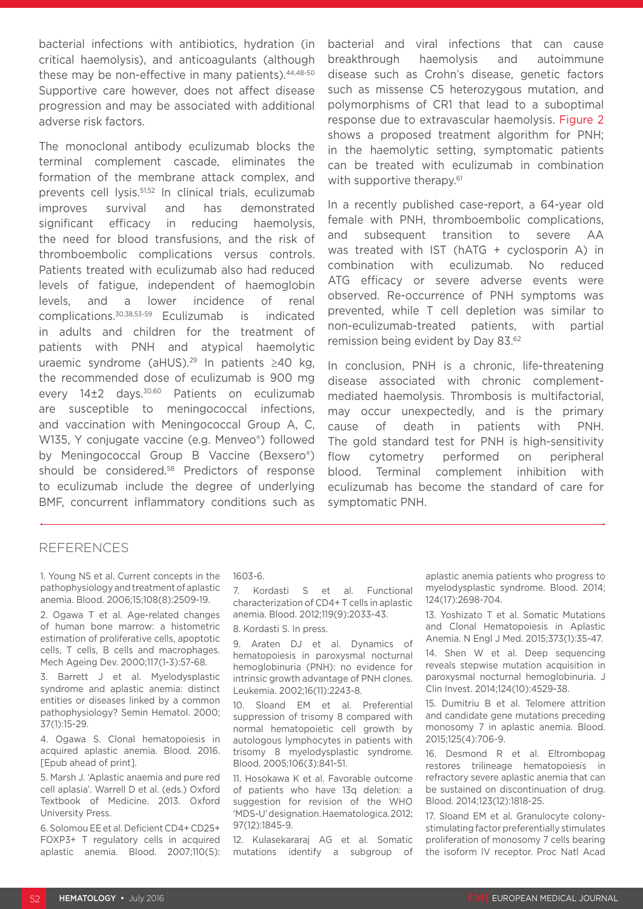bacterial infections with antibiotics, hydration (in critical haemolysis), and anticoagulants (although these may be non-effective in many patients).[44,48-50] Supportive care however, does not affect disease progression and may be associated with additional adverse risk factors.

The monoclonal antibody eculizumab blocks the terminal complement cascade, eliminates the formation of the membrane attack complex, and prevents cell lysis.[51,52] In clinical trials, eculizumab improves survival and has demonstrated significant efficacy in reducing haemolysis, the need for blood transfusions, and the risk of thromboembolic complications versus controls. Patients treated with eculizumab also had reduced levels of fatigue, independent of haemoglobin levels, and a lower incidence of renal complications.[30,38,53-59] Eculizumab is indicated in adults and children for the treatment of patients with PNH and atypical haemolytic uraemic syndrome (aHUS).[29] In patients ≥40 kg, the recommended dose of eculizumab is 900 mg every 14±2 days.[30,60] Patients on eculizumab are susceptible to meningococcal infections, and vaccination with Meningococcal Group A, C, W135, Y conjugate vaccine (e.g. Menveo®) followed by Meningococcal Group B Vaccine (Bexsero®) should be considered.[58] Predictors of response to eculizumab include the degree of underlying BMF, concurrent inflammatory conditions such as bacterial and viral infections that can cause breakthrough haemolysis and autoimmune disease such as Crohn's disease, genetic factors such as missense C5 heterozygous mutation, and polymorphisms of CR1 that lead to a suboptimal response due to extravascular haemolysis. Figure 2 shows a proposed treatment algorithm for PNH; in the haemolytic setting, symptomatic patients can be treated with eculizumab in combination with supportive therapy.[61]

In a recently published case-report, a 64-year old female with PNH, thromboembolic complications, and subsequent transition to severe AA was treated with IST (hATG + cyclosporin A) in combination with eculizumab. No reduced ATG efficacy or severe adverse events were observed. Re-occurrence of PNH symptoms was prevented, while T cell depletion was similar to non-eculizumab-treated patients, with partial remission being evident by Day 83.[62]

In conclusion, PNH is a chronic, life-threatening disease associated with chronic complement-mediated haemolysis. Thrombosis is multifactorial, may occur unexpectedly, and is the primary cause of death in patients with PNH. The gold standard test for PNH is high-sensitivity flow cytometry performed on peripheral blood. Terminal complement inhibition with eculizumab has become the standard of care for symptomatic PNH.

## REFERENCES

1. Young NS et al. Current concepts in the pathophysiology and treatment of aplastic anemia. Blood. 2006;15;108(8):2509-19.

2. Ogawa T et al. Age-related changes of human bone marrow: a histometric estimation of proliferative cells, apoptotic cells, T cells, B cells and macrophages. Mech Ageing Dev. 2000;117(1-3):57-68.

3. Barrett J et al. Myelodysplastic syndrome and aplastic anemia: distinct entities or diseases linked by a common pathophysiology? Semin Hematol. 2000; 37(1):15-29.

4. Ogawa S. Clonal hematopoiesis in acquired aplastic anemia. Blood. 2016. [Epub ahead of print].

5. Marsh J. 'Aplastic anaemia and pure red cell aplasia'. Warrell D et al. (eds.) Oxford Textbook of Medicine. 2013. Oxford University Press.

6. Solomou EE et al. Deficient CD4+ CD25+ FOXP3+ T regulatory cells in acquired aplastic anemia. Blood. 2007;110(5): 1603-6.

7. Kordasti S et al. Functional characterization of CD4+ T cells in aplastic anemia. Blood. 2012;119(9):2033-43.

8. Kordasti S. In press.

9. Araten DJ et al. Dynamics of hematopoiesis in paroxysmal nocturnal hemoglobinuria (PNH): no evidence for intrinsic growth advantage of PNH clones. Leukemia. 2002;16(11):2243-8.

10. Sloand EM et al. Preferential suppression of trisomy 8 compared with normal hematopoietic cell growth by autologous lymphocytes in patients with trisomy 8 myelodysplastic syndrome. Blood. 2005;106(3):841-51.

11. Hosokawa K et al. Favorable outcome of patients who have 13q deletion: a suggestion for revision of the WHO 'MDS-U' designation. Haematologica. 2012; 97(12):1845-9.

12. Kulasekararaj AG et al. Somatic mutations identify a subgroup of aplastic anemia patients who progress to myelodysplastic syndrome. Blood. 2014; 124(17):2698-704.

13. Yoshizato T et al. Somatic Mutations and Clonal Hematopoiesis in Aplastic Anemia. N Engl J Med. 2015;373(1):35-47.

14. Shen W et al. Deep sequencing reveals stepwise mutation acquisition in paroxysmal nocturnal hemoglobinuria. J Clin Invest. 2014;124(10):4529-38.

15. Dumitriu B et al. Telomere attrition and candidate gene mutations preceding monosomy 7 in aplastic anemia. Blood. 2015;125(4):706-9.

16. Desmond R et al. Eltrombopag restores trilineage hematopoiesis in refractory severe aplastic anemia that can be sustained on discontinuation of drug. Blood. 2014;123(12):1818-25.

17. Sloand EM et al. Granulocyte colony-stimulating factor preferentially stimulates proliferation of monosomy 7 cells bearing the isoform IV receptor. Proc Natl Acad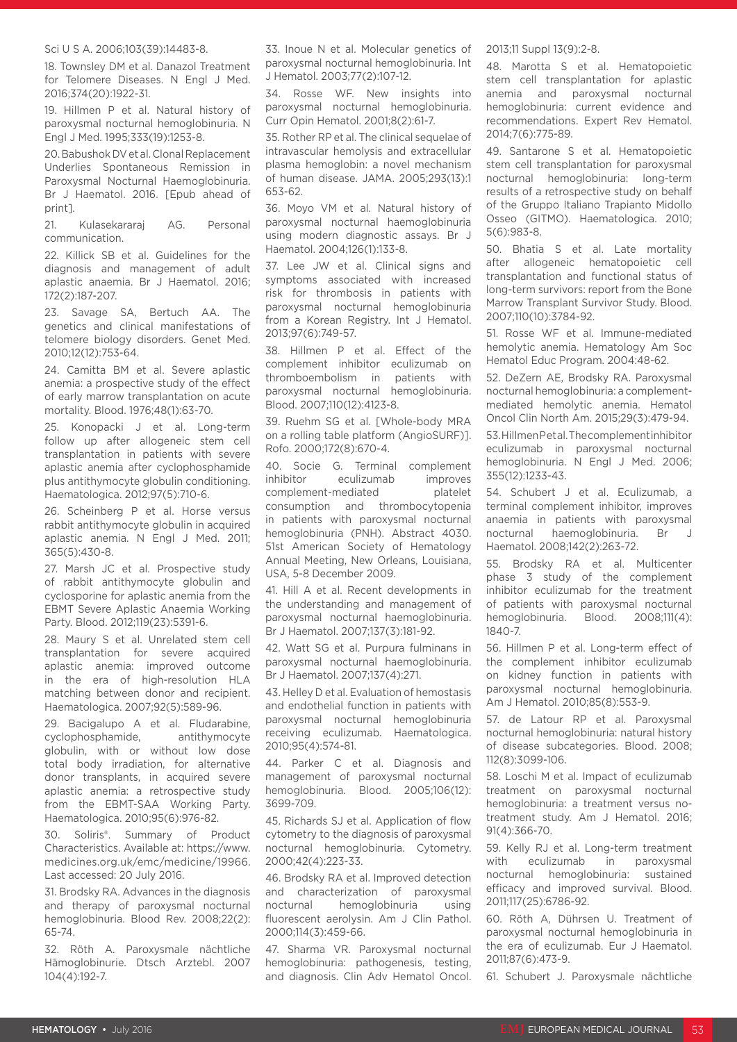Sci U S A. 2006;103(39):14483-8.

18. Townsley DM et al. Danazol Treatment for Telomere Diseases. N Engl J Med. 2016;374(20):1922-31.

19. Hillmen P et al. Natural history of paroxysmal nocturnal hemoglobinuria. N Engl J Med. 1995;333(19):1253-8.

20. Babushok DV et al. Clonal Replacement Underlies Spontaneous Remission in Paroxysmal Nocturnal Haemoglobinuria. Br J Haematol. 2016. [Epub ahead of print].

21. Kulasekararaj AG. Personal communication.

22. Killick SB et al. Guidelines for the diagnosis and management of adult aplastic anaemia. Br J Haematol. 2016; 172(2):187-207.

23. Savage SA, Bertuch AA. The genetics and clinical manifestations of telomere biology disorders. Genet Med. 2010;12(12):753-64.

24. Camitta BM et al. Severe aplastic anemia: a prospective study of the effect of early marrow transplantation on acute mortality. Blood. 1976;48(1):63-70.

25. Konopacki J et al. Long-term follow up after allogeneic stem cell transplantation in patients with severe aplastic anemia after cyclophosphamide plus antithymocyte globulin conditioning. Haematologica. 2012;97(5):710-6.

26. Scheinberg P et al. Horse versus rabbit antithymocyte globulin in acquired aplastic anemia. N Engl J Med. 2011; 365(5):430-8.

27. Marsh JC et al. Prospective study of rabbit antithymocyte globulin and cyclosporine for aplastic anemia from the EBMT Severe Aplastic Anaemia Working Party. Blood. 2012;119(23):5391-6.

28. Maury S et al. Unrelated stem cell transplantation for severe acquired aplastic anemia: improved outcome in the era of high-resolution HLA matching between donor and recipient. Haematologica. 2007;92(5):589-96.

29. Bacigalupo A et al. Fludarabine, cyclophosphamide, antithymocyte globulin, with or without low dose total body irradiation, for alternative donor transplants, in acquired severe aplastic anemia: a retrospective study from the EBMT-SAA Working Party. Haematologica. 2010;95(6):976-82.

30. Soliris®. Summary of Product Characteristics. Available at: https://www.medicines.org.uk/emc/medicine/19966. Last accessed: 20 July 2016.

31. Brodsky RA. Advances in the diagnosis and therapy of paroxysmal nocturnal hemoglobinuria. Blood Rev. 2008;22(2): 65-74.

32. Röth A. Paroxysmale nächtliche Hämoglobinurie. Dtsch Arztebl. 2007 104(4):192-7.

33. Inoue N et al. Molecular genetics of paroxysmal nocturnal hemoglobinuria. Int J Hematol. 2003;77(2):107-12.

34. Rosse WF. New insights into paroxysmal nocturnal hemoglobinuria. Curr Opin Hematol. 2001;8(2):61-7.

35. Rother RP et al. The clinical sequelae of intravascular hemolysis and extracellular plasma hemoglobin: a novel mechanism of human disease. JAMA. 2005;293(13):1 653-62.

36. Moyo VM et al. Natural history of paroxysmal nocturnal haemoglobinuria using modern diagnostic assays. Br J Haematol. 2004;126(1):133-8.

37. Lee JW et al. Clinical signs and symptoms associated with increased risk for thrombosis in patients with paroxysmal nocturnal hemoglobinuria from a Korean Registry. Int J Hematol. 2013;97(6):749-57.

38. Hillmen P et al. Effect of the complement inhibitor eculizumab on thromboembolism in patients with paroxysmal nocturnal hemoglobinuria. Blood. 2007;110(12):4123-8.

39. Ruehm SG et al. [Whole-body MRA on a rolling table platform (AngioSURF)]. Rofo. 2000;172(8):670-4.

40. Socie G. Terminal complement inhibitor eculizumab improves complement-mediated platelet consumption and thrombocytopenia in patients with paroxysmal nocturnal hemoglobinuria (PNH). Abstract 4030. 51st American Society of Hematology Annual Meeting, New Orleans, Louisiana, USA, 5-8 December 2009.

41. Hill A et al. Recent developments in the understanding and management of paroxysmal nocturnal haemoglobinuria. Br J Haematol. 2007;137(3):181-92.

42. Watt SG et al. Purpura fulminans in paroxysmal nocturnal haemoglobinuria. Br J Haematol. 2007;137(4):271.

43. Helley D et al. Evaluation of hemostasis and endothelial function in patients with paroxysmal nocturnal hemoglobinuria receiving eculizumab. Haematologica. 2010;95(4):574-81.

44. Parker C et al. Diagnosis and management of paroxysmal nocturnal hemoglobinuria. Blood. 2005;106(12): 3699-709.

45. Richards SJ et al. Application of flow cytometry to the diagnosis of paroxysmal nocturnal hemoglobinuria. Cytometry. 2000;42(4):223-33.

46. Brodsky RA et al. Improved detection and characterization of paroxysmal nocturnal hemoglobinuria using fluorescent aerolysin. Am J Clin Pathol. 2000;114(3):459-66.

47. Sharma VR. Paroxysmal nocturnal hemoglobinuria: pathogenesis, testing, and diagnosis. Clin Adv Hematol Oncol. 2013;11 Suppl 13(9):2-8.

48. Marotta S et al. Hematopoietic stem cell transplantation for aplastic anemia and paroxysmal nocturnal hemoglobinuria: current evidence and recommendations. Expert Rev Hematol. 2014;7(6):775-89.

49. Santarone S et al. Hematopoietic stem cell transplantation for paroxysmal nocturnal hemoglobinuria: long-term results of a retrospective study on behalf of the Gruppo Italiano Trapianto Midollo Osseo (GITMO). Haematologica. 2010; 5(6):983-8.

50. Bhatia S et al. Late mortality after allogeneic hematopoietic cell transplantation and functional status of long-term survivors: report from the Bone Marrow Transplant Survivor Study. Blood. 2007;110(10):3784-92.

51. Rosse WF et al. Immune-mediated hemolytic anemia. Hematology Am Soc Hematol Educ Program. 2004:48-62.

52. DeZern AE, Brodsky RA. Paroxysmal nocturnal hemoglobinuria: a complement-mediated hemolytic anemia. Hematol Oncol Clin North Am. 2015;29(3):479-94.

53. Hillmen P et al. The complement inhibitor eculizumab in paroxysmal nocturnal hemoglobinuria. N Engl J Med. 2006; 355(12):1233-43.

54. Schubert J et al. Eculizumab, a terminal complement inhibitor, improves anaemia in patients with paroxysmal nocturnal haemoglobinuria. Br J Haematol. 2008;142(2):263-72.

55. Brodsky RA et al. Multicenter phase 3 study of the complement inhibitor eculizumab for the treatment of patients with paroxysmal nocturnal hemoglobinuria. Blood. 2008;111(4): 1840-7.

56. Hillmen P et al. Long-term effect of the complement inhibitor eculizumab on kidney function in patients with paroxysmal nocturnal hemoglobinuria. Am J Hematol. 2010;85(8):553-9.

57. de Latour RP et al. Paroxysmal nocturnal hemoglobinuria: natural history of disease subcategories. Blood. 2008; 112(8):3099-106.

58. Loschi M et al. Impact of eculizumab treatment on paroxysmal nocturnal hemoglobinuria: a treatment versus no-treatment study. Am J Hematol. 2016; 91(4):366-70.

59. Kelly RJ et al. Long-term treatment with eculizumab in paroxysmal nocturnal hemoglobinuria: sustained efficacy and improved survival. Blood. 2011;117(25):6786-92.

60. Röth A, Dührsen U. Treatment of paroxysmal nocturnal hemoglobinuria in the era of eculizumab. Eur J Haematol. 2011;87(6):473-9.

61. Schubert J. Paroxysmale nächtliche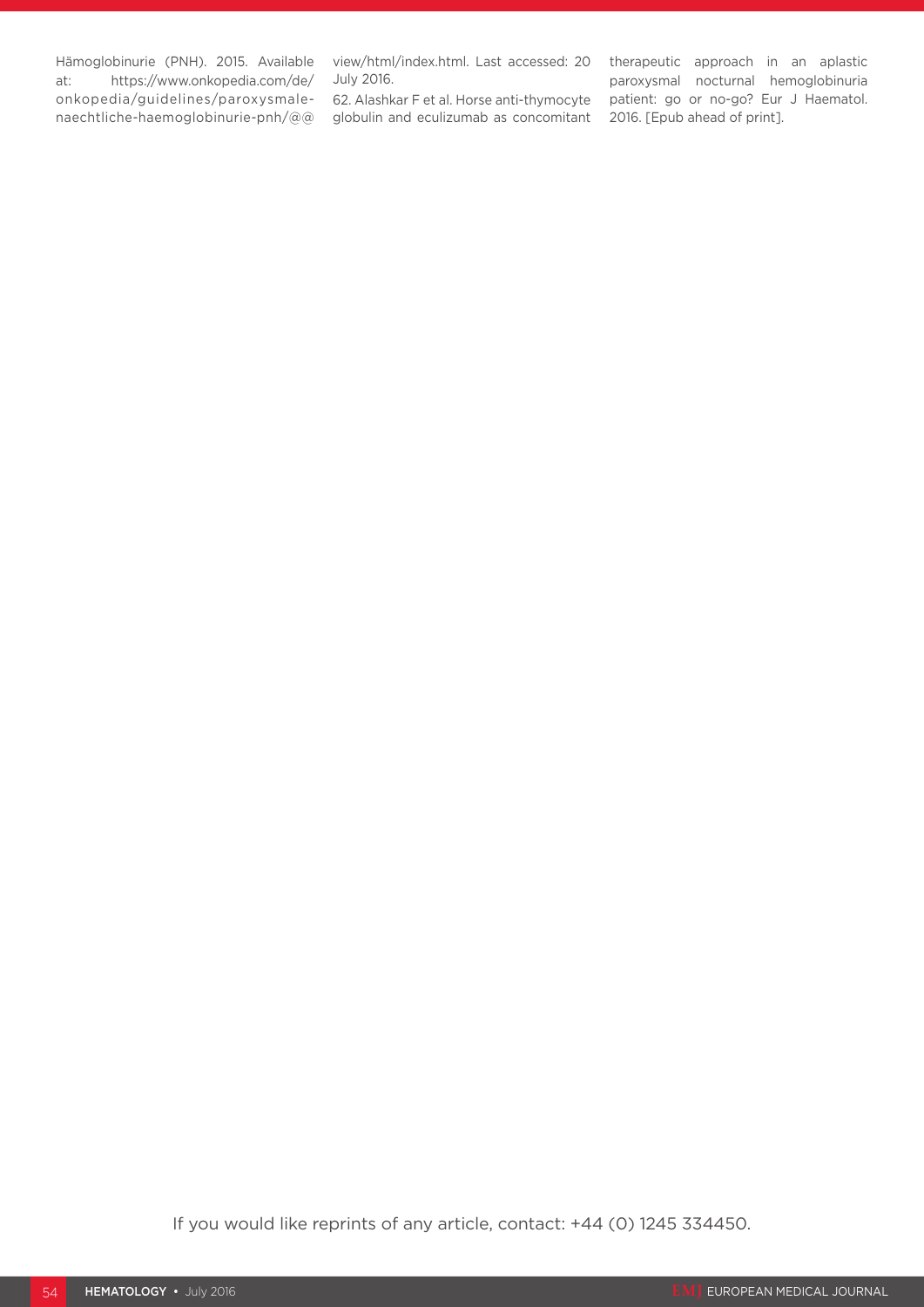Hämoglobinurie (PNH). 2015. Available at: https://www.onkopedia.com/de/onkopedia/guidelines/paroxysmale-naechtliche-haemoglobinurie-pnh/@@view/html/index.html. Last accessed: 20 July 2016.

62. Alashkar F et al. Horse anti-thymocyte globulin and eculizumab as concomitant therapeutic approach in an aplastic paroxysmal nocturnal hemoglobinuria patient: go or no-go? Eur J Haematol. 2016. [Epub ahead of print].

If you would like reprints of any article, contact: +44 (0) 1245 334450.